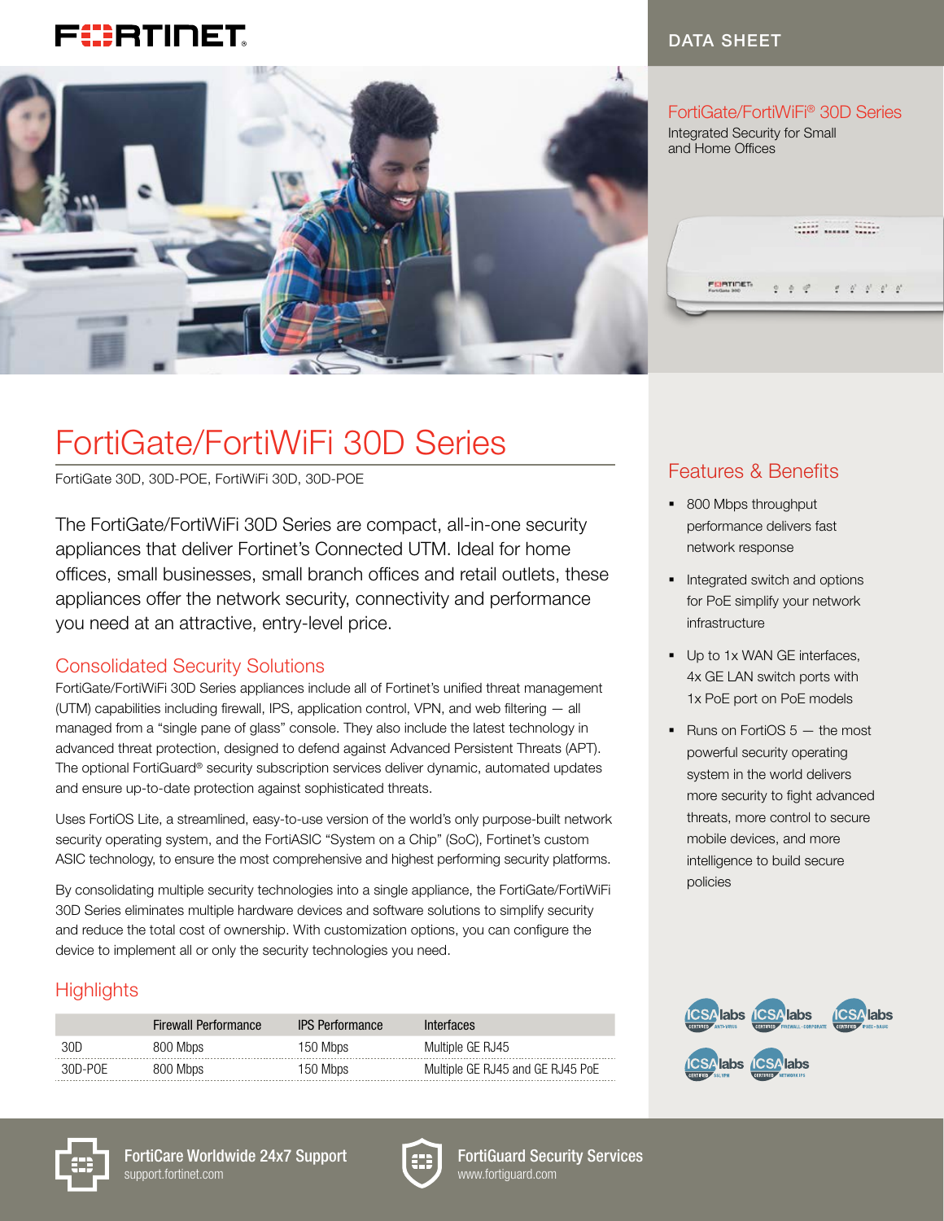DATA SHEET

FortiGate/FortiWiFi® 30D Series

Integrated Security for Small and Home Offices

# FortiGate/FortiWiFi 30D Series

FortiGate 30D, 30D-POE, FortiWiFi 30D, 30D-POE

The FortiGate/FortiWiFi 30D Series are compact, all-in-one security appliances that deliver Fortinet's Connected UTM. Ideal for home offices, small businesses, small branch offices and retail outlets, these appliances offer the network security, connectivity and performance you need at an attractive, entry-level price.

## Consolidated Security Solutions

FortiGate/FortiWiFi 30D Series appliances include all of Fortinet's unified threat management (UTM) capabilities including firewall, IPS, application control, VPN, and web filtering — all managed from a "single pane of glass" console. They also include the latest technology in advanced threat protection, designed to defend against Advanced Persistent Threats (APT). The optional FortiGuard® security subscription services deliver dynamic, automated updates and ensure up-to-date protection against sophisticated threats.

Uses FortiOS Lite, a streamlined, easy-to-use version of the world's only purpose-built network security operating system, and the FortiASIC "System on a Chip" (SoC), Fortinet's custom ASIC technology, to ensure the most comprehensive and highest performing security platforms.

By consolidating multiple security technologies into a single appliance, the FortiGate/FortiWiFi 30D Series eliminates multiple hardware devices and software solutions to simplify security and reduce the total cost of ownership. With customization options, you can configure the device to implement all or only the security technologies you need.

## Highlights

| | Firewall Performance | IPS Performance | Interfaces |
|---|---|---|---|
| 30D | 800 Mbps | 150 Mbps | Multiple GE RJ45 |
| 30D-POE | 800 Mbps | 150 Mbps | Multiple GE RJ45 and GE RJ45 PoE |

## Features & Benefits

- 800 Mbps throughput performance delivers fast network response
- Integrated switch and options for PoE simplify your network infrastructure
- Up to 1x WAN GE interfaces, 4x GE LAN switch ports with 1x PoE port on PoE models
- Runs on FortiOS 5 — the most powerful security operating system in the world delivers more security to fight advanced threats, more control to secure mobile devices, and more intelligence to build secure policies

**FortiCare Worldwide 24x7 Support**
support.fortinet.com

**FortiGuard Security Services**
www.fortiguard.com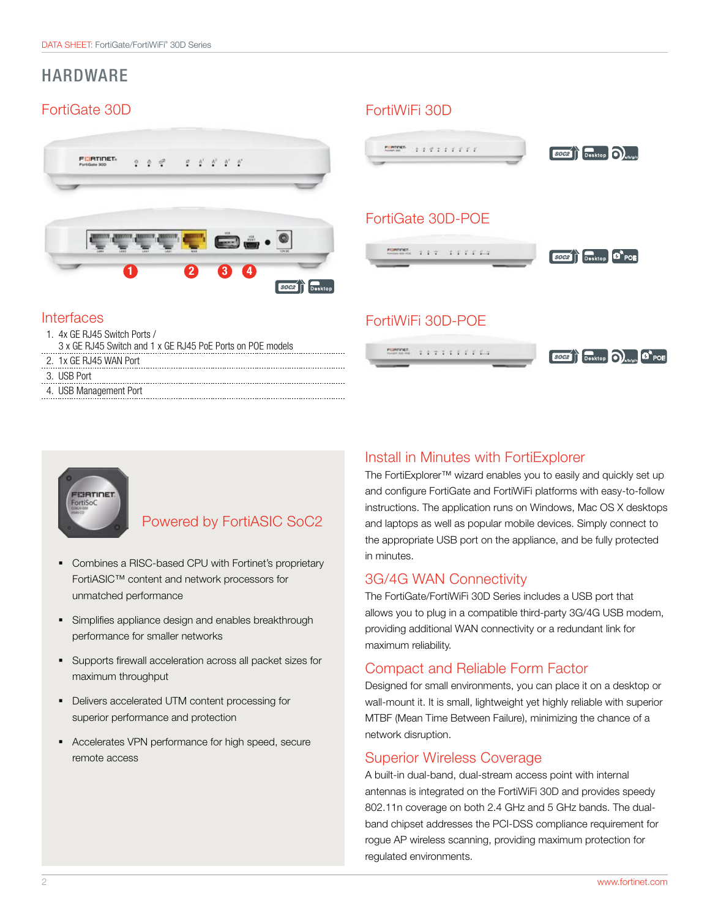# HARDWARE

## FortiGate 30D

### Interfaces

1. 4x GE RJ45 Switch Ports / 3 x GE RJ45 Switch and 1 x GE RJ45 PoE Ports on POE models
2. 1x GE RJ45 WAN Port
3. USB Port
4. USB Management Port

## FortiWiFi 30D

## FortiGate 30D-POE

## FortiWiFi 30D-POE

## Powered by FortiASIC SoC2

- Combines a RISC-based CPU with Fortinet's proprietary FortiASIC™ content and network processors for unmatched performance
- Simplifies appliance design and enables breakthrough performance for smaller networks
- Supports firewall acceleration across all packet sizes for maximum throughput
- Delivers accelerated UTM content processing for superior performance and protection
- Accelerates VPN performance for high speed, secure remote access

## Install in Minutes with FortiExplorer

The FortiExplorer™ wizard enables you to easily and quickly set up and configure FortiGate and FortiWiFi platforms with easy-to-follow instructions. The application runs on Windows, Mac OS X desktops and laptops as well as popular mobile devices. Simply connect to the appropriate USB port on the appliance, and be fully protected in minutes.

## 3G/4G WAN Connectivity

The FortiGate/FortiWiFi 30D Series includes a USB port that allows you to plug in a compatible third-party 3G/4G USB modem, providing additional WAN connectivity or a redundant link for maximum reliability.

## Compact and Reliable Form Factor

Designed for small environments, you can place it on a desktop or wall-mount it. It is small, lightweight yet highly reliable with superior MTBF (Mean Time Between Failure), minimizing the chance of a network disruption.

## Superior Wireless Coverage

A built-in dual-band, dual-stream access point with internal antennas is integrated on the FortiWiFi 30D and provides speedy 802.11n coverage on both 2.4 GHz and 5 GHz bands. The dual-band chipset addresses the PCI-DSS compliance requirement for rogue AP wireless scanning, providing maximum protection for regulated environments.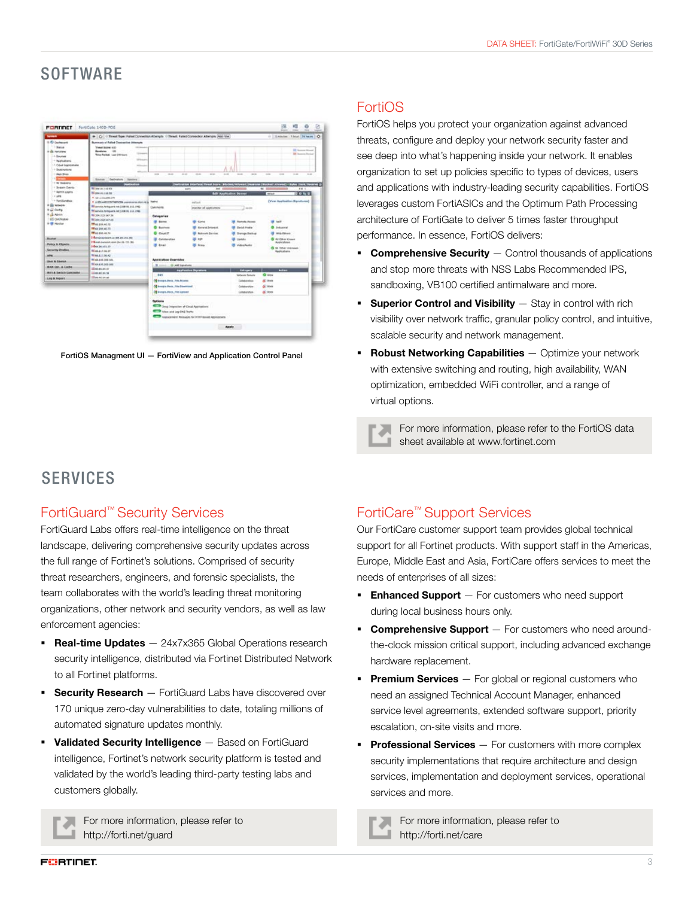## SOFTWARE

FortiOS Managment UI — FortiView and Application Control Panel

### FortiOS

FortiOS helps you protect your organization against advanced threats, configure and deploy your network security faster and see deep into what's happening inside your network. It enables organization to set up policies specific to types of devices, users and applications with industry-leading security capabilities. FortiOS leverages custom FortiASICs and the Optimum Path Processing architecture of FortiGate to deliver 5 times faster throughput performance. In essence, FortiOS delivers:

- **Comprehensive Security** — Control thousands of applications and stop more threats with NSS Labs Recommended IPS, sandboxing, VB100 certified antimalware and more.
- **Superior Control and Visibility** — Stay in control with rich visibility over network traffic, granular policy control, and intuitive, scalable security and network management.
- **Robust Networking Capabilities** — Optimize your network with extensive switching and routing, high availability, WAN optimization, embedded WiFi controller, and a range of virtual options.

For more information, please refer to the FortiOS data sheet available at www.fortinet.com

## SERVICES

### FortiGuard™ Security Services

FortiGuard Labs offers real-time intelligence on the threat landscape, delivering comprehensive security updates across the full range of Fortinet's solutions. Comprised of security threat researchers, engineers, and forensic specialists, the team collaborates with the world's leading threat monitoring organizations, other network and security vendors, as well as law enforcement agencies:

- **Real-time Updates** — 24x7x365 Global Operations research security intelligence, distributed via Fortinet Distributed Network to all Fortinet platforms.
- **Security Research** — FortiGuard Labs have discovered over 170 unique zero-day vulnerabilities to date, totaling millions of automated signature updates monthly.
- **Validated Security Intelligence** — Based on FortiGuard intelligence, Fortinet's network security platform is tested and validated by the world's leading third-party testing labs and customers globally.

For more information, please refer to http://forti.net/guard

### FortiCare™ Support Services

Our FortiCare customer support team provides global technical support for all Fortinet products. With support staff in the Americas, Europe, Middle East and Asia, FortiCare offers services to meet the needs of enterprises of all sizes:

- **Enhanced Support** — For customers who need support during local business hours only.
- **Comprehensive Support** — For customers who need around-the-clock mission critical support, including advanced exchange hardware replacement.
- **Premium Services** — For global or regional customers who need an assigned Technical Account Manager, enhanced service level agreements, extended software support, priority escalation, on-site visits and more.
- **Professional Services** — For customers with more complex security implementations that require architecture and design services, implementation and deployment services, operational services and more.

For more information, please refer to http://forti.net/care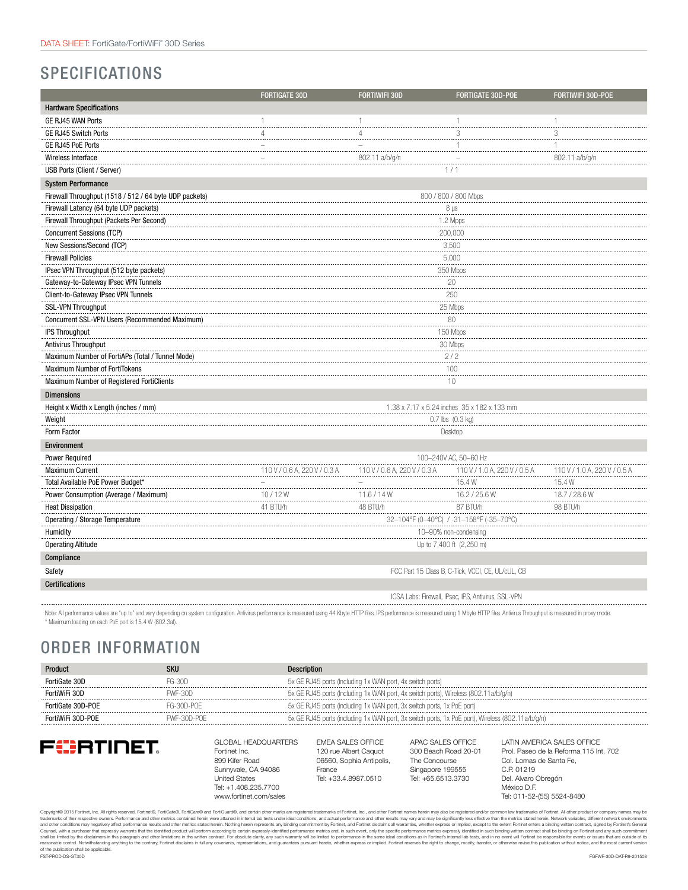## SPECIFICATIONS

| | FORTIGATE 30D | FORTIWIFI 30D | FORTIGATE 30D-POE | FORTIWIFI 30D-POE |
|---|---|---|---|---|
| **Hardware Specifications** | | | | |
| GE RJ45 WAN Ports | 1 | 1 | 1 | 1 |
| GE RJ45 Switch Ports | 4 | 4 | 3 | 3 |
| GE RJ45 PoE Ports | – | – | 1 | 1 |
| Wireless Interface | – | 802.11 a/b/g/n | – | 802.11 a/b/g/n |
| USB Ports (Client / Server) | 1 / 1 | | | |
| **System Performance** | | | | |
| Firewall Throughput (1518 / 512 / 64 byte UDP packets) | 800 / 800 / 800 Mbps | | | |
| Firewall Latency (64 byte UDP packets) | 8 µs | | | |
| Firewall Throughput (Packets Per Second) | 1.2 Mpps | | | |
| Concurrent Sessions (TCP) | 200,000 | | | |
| New Sessions/Second (TCP) | 3,500 | | | |
| Firewall Policies | 5,000 | | | |
| IPsec VPN Throughput (512 byte packets) | 350 Mbps | | | |
| Gateway-to-Gateway IPsec VPN Tunnels | 20 | | | |
| Client-to-Gateway IPsec VPN Tunnels | 250 | | | |
| SSL-VPN Throughput | 25 Mbps | | | |
| Concurrent SSL-VPN Users (Recommended Maximum) | 80 | | | |
| IPS Throughput | 150 Mbps | | | |
| Antivirus Throughput | 30 Mbps | | | |
| Maximum Number of FortiAPs (Total / Tunnel Mode) | 2 / 2 | | | |
| Maximum Number of FortiTokens | 100 | | | |
| Maximum Number of Registered FortiClients | 10 | | | |
| **Dimensions** | | | | |
| Height x Width x Length (inches / mm) | 1.38 x 7.17 x 5.24 inches 35 x 182 x 133 mm | | | |
| Weight | 0.7 lbs (0.3 kg) | | | |
| Form Factor | Desktop | | | |
| **Environment** | | | | |
| Power Required | 100–240V AC, 50–60 Hz | | | |
| Maximum Current | 110 V / 0.6 A, 220 V / 0.3 A | 110 V / 0.6 A, 220 V / 0.3 A | 110 V / 1.0 A, 220 V / 0.5 A | 110 V / 1.0 A, 220 V / 0.5 A |
| Total Available PoE Power Budget* | – | – | 15.4 W | 15.4 W |
| Power Consumption (Average / Maximum) | 10 / 12 W | 11.6 / 14 W | 16.2 / 25.6 W | 18.7 / 28.6 W |
| Heat Dissipation | 41 BTU/h | 48 BTU/h | 87 BTU/h | 98 BTU/h |
| Operating / Storage Temperature | 32–104°F (0–40°C) / -31–158°F (-35–70°C) | | | |
| Humidity | 10–90% non-condensing | | | |
| Operating Altitude | Up to 7,400 ft (2,250 m) | | | |
| **Compliance** | | | | |
| Safety | FCC Part 15 Class B, C-Tick, VCCI, CE, UL/cUL, CB | | | |
| **Certifications** | | | | |
| | ICSA Labs: Firewall, IPsec, IPS, Antivirus, SSL-VPN | | | |

Note: All performance values are "up to" and vary depending on system configuration. Antivirus performance is measured using 44 Kbyte HTTP files. IPS performance is measured using 1 Mbyte HTTP files. Antivirus Throughput is measured in proxy mode.
* Maximum loading on each PoE port is 15.4 W (802.3af).

## ORDER INFORMATION

| Product | SKU | Description |
|---|---|---|
| FortiGate 30D | FG-30D | 5x GE RJ45 ports (Including 1x WAN port, 4x switch ports) |
| FortiWiFi 30D | FWF-30D | 5x GE RJ45 ports (Including 1x WAN port, 4x switch ports), Wireless (802.11a/b/g/n) |
| FortiGate 30D-POE | FG-30D-POE | 5x GE RJ45 ports (including 1x WAN port, 3x switch ports, 1x PoE port) |
| FortiWiFi 30D-POE | FWF-30D-POE | 5x GE RJ45 ports (including 1x WAN port, 3x switch ports, 1x PoE port), Wireless (802.11a/b/g/n) |

FORTINET

GLOBAL HEADQUARTERS
Fortinet Inc.
899 Kifer Road
Sunnyvale, CA 94086
United States
Tel: +1.408.235.7700
www.fortinet.com/sales

EMEA SALES OFFICE
120 rue Albert Caquot
06560, Sophia Antipolis,
France
Tel: +33.4.8987.0510

APAC SALES OFFICE
300 Beach Road 20-01
The Concourse
Singapore 199555
Tel: +65.6513.3730

LATIN AMERICA SALES OFFICE
Prol. Paseo de la Reforma 115 Int. 702
Col. Lomas de Santa Fe,
C.P. 01219
Del. Alvaro Obregón
México D.F.
Tel: 011-52-(55) 5524-8480

Copyright© 2015 Fortinet, Inc. All rights reserved. Fortinet®, FortiGate®, FortiCare® and FortiGuard®, and certain other marks are registered trademarks of Fortinet, Inc., and other Fortinet names herein may also be registered and/or common law trademarks of Fortinet. All other product or company names may be trademarks of their respective owners. Performance and other metrics contained herein were attained in internal lab tests under ideal conditions, and actual performance and other results may vary and may be significantly less effective than the metrics stated herein. Network variables, different network environments and other conditions may negatively affect performance results and other metrics stated herein. Nothing herein represents any binding commitment by Fortinet, and Fortinet disclaims all warranties, whether express or implied, except to the extent Fortinet enters a binding written contract, signed by Fortinet's General Counsel, with a purchaser that expressly warrants that the identified product will perform according to certain expressly-identified performance metrics and, in such event, only the specific performance metrics expressly identified in such binding written contract shall be binding on Fortinet and any such commitment shall be limited by the disclaimers in this paragraph and other limitations in the written contract. For absolute clarity, any such warranty will be limited to performance in the same ideal conditions as in Fortinet's internal lab tests, and in no event will Fortinet be responsible for events or issues that are outside of its reasonable control. Notwithstanding anything to the contrary, Fortinet disclaims in full any covenants, representations, and guarantees pursuant hereto, whether express or implied. Fortinet reserves the right to change, modify, transfer, or otherwise revise this publication without notice, and the most current version of the publication shall be applicable.

FST-PROD-DS-GT30D

FGFWF-30D-DAT-R9-201508